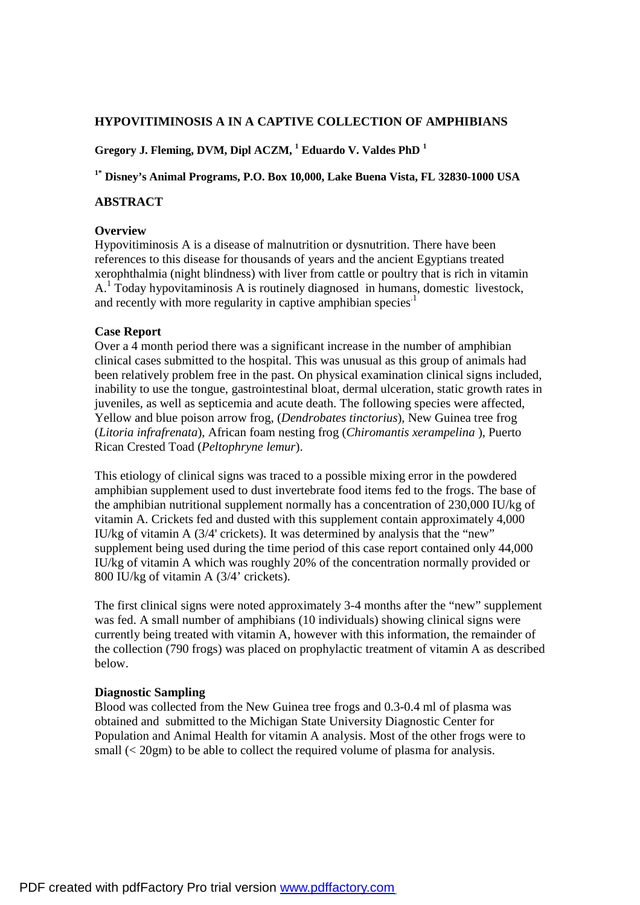# HYPOVITIMINOSIS A IN A CAPTIVE COLLECTION OF AMPHIBIANS

**Gregory J. Fleming, DVM, Dipl ACZM,** [1] **Eduardo V. Valdes PhD** [1]

[1*] **Disney's Animal Programs, P.O. Box 10,000, Lake Buena Vista, FL 32830-1000 USA**

## ABSTRACT

### Overview

Hypovitiminosis A is a disease of malnutrition or dysnutrition. There have been references to this disease for thousands of years and the ancient Egyptians treated xerophthalmia (night blindness) with liver from cattle or poultry that is rich in vitamin A.[1] Today hypovitaminosis A is routinely diagnosed in humans, domestic livestock, and recently with more regularity in captive amphibian species.[1]

### Case Report

Over a 4 month period there was a significant increase in the number of amphibian clinical cases submitted to the hospital. This was unusual as this group of animals had been relatively problem free in the past. On physical examination clinical signs included, inability to use the tongue, gastrointestinal bloat, dermal ulceration, static growth rates in juveniles, as well as septicemia and acute death. The following species were affected, Yellow and blue poison arrow frog, (*Dendrobates tinctorius*), New Guinea tree frog (*Litoria infrafrenata*), African foam nesting frog (*Chiromantis xerampelina* ), Puerto Rican Crested Toad (*Peltophryne lemur*).

This etiology of clinical signs was traced to a possible mixing error in the powdered amphibian supplement used to dust invertebrate food items fed to the frogs. The base of the amphibian nutritional supplement normally has a concentration of 230,000 IU/kg of vitamin A. Crickets fed and dusted with this supplement contain approximately 4,000 IU/kg of vitamin A (3/4' crickets). It was determined by analysis that the "new" supplement being used during the time period of this case report contained only 44,000 IU/kg of vitamin A which was roughly 20% of the concentration normally provided or 800 IU/kg of vitamin A (3/4' crickets).

The first clinical signs were noted approximately 3-4 months after the "new" supplement was fed. A small number of amphibians (10 individuals) showing clinical signs were currently being treated with vitamin A, however with this information, the remainder of the collection (790 frogs) was placed on prophylactic treatment of vitamin A as described below.

### Diagnostic Sampling

Blood was collected from the New Guinea tree frogs and 0.3-0.4 ml of plasma was obtained and submitted to the Michigan State University Diagnostic Center for Population and Animal Health for vitamin A analysis. Most of the other frogs were to small (< 20gm) to be able to collect the required volume of plasma for analysis.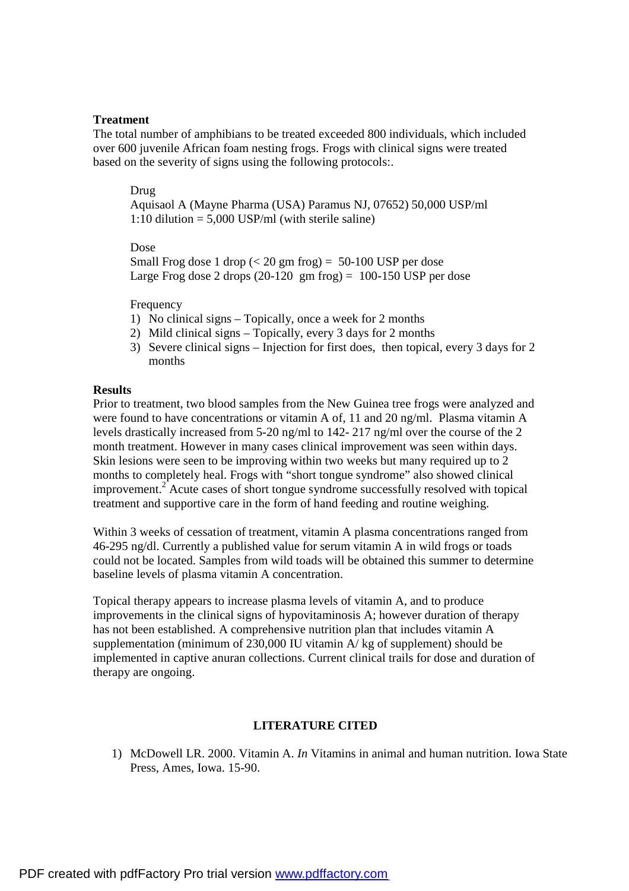**Treatment**

The total number of amphibians to be treated exceeded 800 individuals, which included over 600 juvenile African foam nesting frogs. Frogs with clinical signs were treated based on the severity of signs using the following protocols:.

Drug
Aquisaol A (Mayne Pharma (USA) Paramus NJ, 07652) 50,000 USP/ml
1:10 dilution = 5,000 USP/ml (with sterile saline)

Dose
Small Frog dose 1 drop (< 20 gm frog) = 50-100 USP per dose
Large Frog dose 2 drops (20-120 gm frog) = 100-150 USP per dose

Frequency

1) No clinical signs – Topically, once a week for 2 months
2) Mild clinical signs – Topically, every 3 days for 2 months
3) Severe clinical signs – Injection for first does, then topical, every 3 days for 2 months

**Results**

Prior to treatment, two blood samples from the New Guinea tree frogs were analyzed and were found to have concentrations or vitamin A of, 11 and 20 ng/ml. Plasma vitamin A levels drastically increased from 5-20 ng/ml to 142- 217 ng/ml over the course of the 2 month treatment. However in many cases clinical improvement was seen within days. Skin lesions were seen to be improving within two weeks but many required up to 2 months to completely heal. Frogs with "short tongue syndrome" also showed clinical improvement.[2] Acute cases of short tongue syndrome successfully resolved with topical treatment and supportive care in the form of hand feeding and routine weighing.

Within 3 weeks of cessation of treatment, vitamin A plasma concentrations ranged from 46-295 ng/dl. Currently a published value for serum vitamin A in wild frogs or toads could not be located. Samples from wild toads will be obtained this summer to determine baseline levels of plasma vitamin A concentration.

Topical therapy appears to increase plasma levels of vitamin A, and to produce improvements in the clinical signs of hypovitaminosis A; however duration of therapy has not been established. A comprehensive nutrition plan that includes vitamin A supplementation (minimum of 230,000 IU vitamin A/ kg of supplement) should be implemented in captive anuran collections. Current clinical trails for dose and duration of therapy are ongoing.

**LITERATURE CITED**

1) McDowell LR. 2000. Vitamin A. *In* Vitamins in animal and human nutrition. Iowa State Press, Ames, Iowa. 15-90.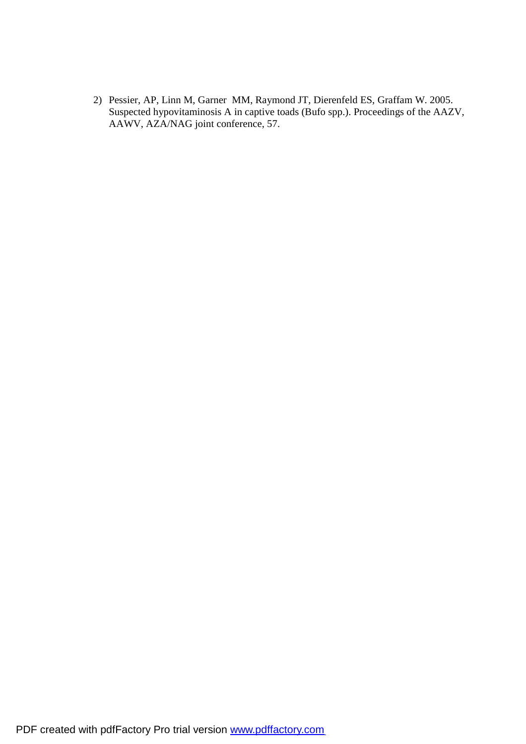2) Pessier, AP, Linn M, Garner MM, Raymond JT, Dierenfeld ES, Graffam W. 2005. Suspected hypovitaminosis A in captive toads (Bufo spp.). Proceedings of the AAZV, AAWV, AZA/NAG joint conference, 57.